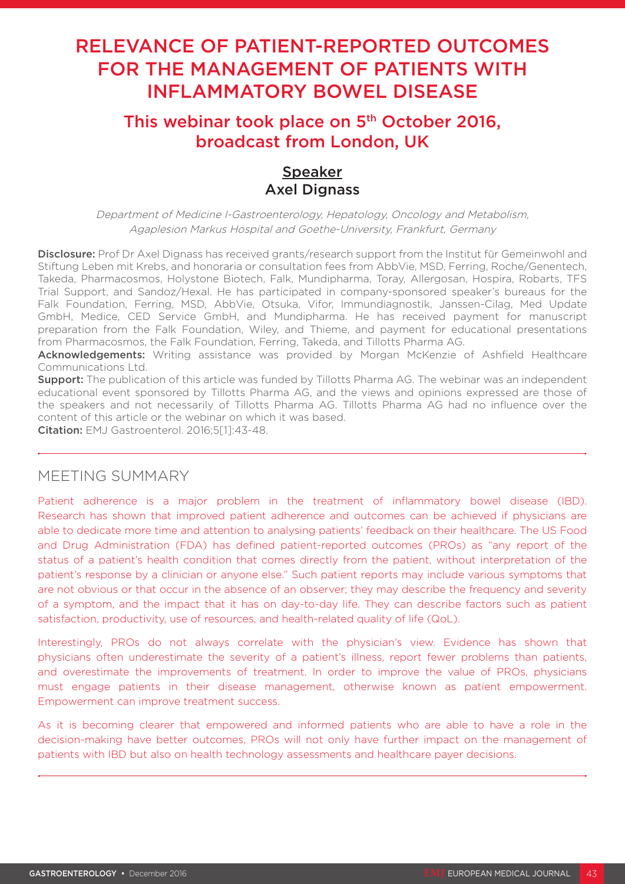# RELEVANCE OF PATIENT-REPORTED OUTCOMES FOR THE MANAGEMENT OF PATIENTS WITH INFLAMMATORY BOWEL DISEASE

## This webinar took place on 5th October 2016, broadcast from London, UK

### Speaker
### Axel Dignass

*Department of Medicine I-Gastroenterology, Hepatology, Oncology and Metabolism, Agaplesion Markus Hospital and Goethe-University, Frankfurt, Germany*

**Disclosure:** Prof Dr Axel Dignass has received grants/research support from the Institut für Gemeinwohl and Stiftung Leben mit Krebs, and honoraria or consultation fees from AbbVie, MSD, Ferring, Roche/Genentech, Takeda, Pharmacosmos, Holystone Biotech, Falk, Mundipharma, Toray, Allergosan, Hospira, Robarts, TFS Trial Support, and Sandoz/Hexal. He has participated in company-sponsored speaker's bureaus for the Falk Foundation, Ferring, MSD, AbbVie, Otsuka, Vifor, Immundiagnostik, Janssen-Cilag, Med Update GmbH, Medice, CED Service GmbH, and Mundipharma. He has received payment for manuscript preparation from the Falk Foundation, Wiley, and Thieme, and payment for educational presentations from Pharmacosmos, the Falk Foundation, Ferring, Takeda, and Tillotts Pharma AG.

**Acknowledgements:** Writing assistance was provided by Morgan McKenzie of Ashfield Healthcare Communications Ltd.

**Support:** The publication of this article was funded by Tillotts Pharma AG. The webinar was an independent educational event sponsored by Tillotts Pharma AG, and the views and opinions expressed are those of the speakers and not necessarily of Tillotts Pharma AG. Tillotts Pharma AG had no influence over the content of this article or the webinar on which it was based.

**Citation:** EMJ Gastroenterol. 2016;5[1]:43-48.

## MEETING SUMMARY

Patient adherence is a major problem in the treatment of inflammatory bowel disease (IBD). Research has shown that improved patient adherence and outcomes can be achieved if physicians are able to dedicate more time and attention to analysing patients' feedback on their healthcare. The US Food and Drug Administration (FDA) has defined patient-reported outcomes (PROs) as "any report of the status of a patient's health condition that comes directly from the patient, without interpretation of the patient's response by a clinician or anyone else." Such patient reports may include various symptoms that are not obvious or that occur in the absence of an observer; they may describe the frequency and severity of a symptom, and the impact that it has on day-to-day life. They can describe factors such as patient satisfaction, productivity, use of resources, and health-related quality of life (QoL).

Interestingly, PROs do not always correlate with the physician's view. Evidence has shown that physicians often underestimate the severity of a patient's illness, report fewer problems than patients, and overestimate the improvements of treatment. In order to improve the value of PROs, physicians must engage patients in their disease management, otherwise known as patient empowerment. Empowerment can improve treatment success.

As it is becoming clearer that empowered and informed patients who are able to have a role in the decision-making have better outcomes, PROs will not only have further impact on the management of patients with IBD but also on health technology assessments and healthcare payer decisions.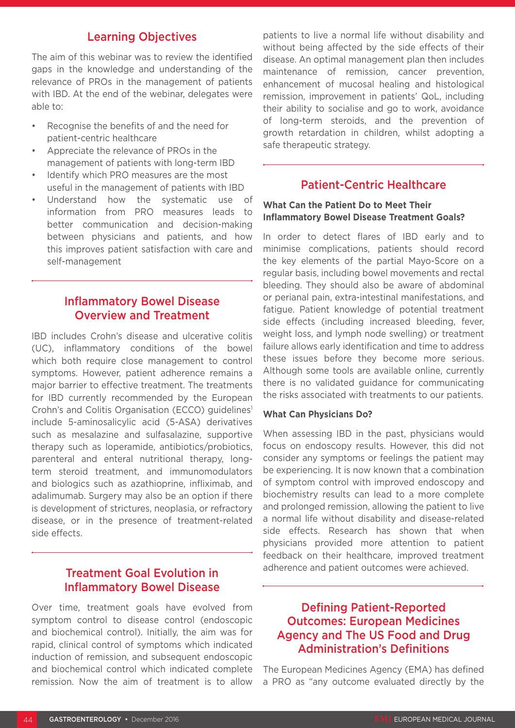## Learning Objectives

The aim of this webinar was to review the identified gaps in the knowledge and understanding of the relevance of PROs in the management of patients with IBD. At the end of the webinar, delegates were able to:

- Recognise the benefits of and the need for patient-centric healthcare
- Appreciate the relevance of PROs in the management of patients with long-term IBD
- Identify which PRO measures are the most useful in the management of patients with IBD
- Understand how the systematic use of information from PRO measures leads to better communication and decision-making between physicians and patients, and how this improves patient satisfaction with care and self-management

## Inflammatory Bowel Disease Overview and Treatment

IBD includes Crohn's disease and ulcerative colitis (UC), inflammatory conditions of the bowel which both require close management to control symptoms. However, patient adherence remains a major barrier to effective treatment. The treatments for IBD currently recommended by the European Crohn's and Colitis Organisation (ECCO) guidelines[1] include 5-aminosalicylic acid (5-ASA) derivatives such as mesalazine and sulfasalazine, supportive therapy such as loperamide, antibiotics/probiotics, parenteral and enteral nutritional therapy, long-term steroid treatment, and immunomodulators and biologics such as azathioprine, infliximab, and adalimumab. Surgery may also be an option if there is development of strictures, neoplasia, or refractory disease, or in the presence of treatment-related side effects.

## Treatment Goal Evolution in Inflammatory Bowel Disease

Over time, treatment goals have evolved from symptom control to disease control (endoscopic and biochemical control). Initially, the aim was for rapid, clinical control of symptoms which indicated induction of remission, and subsequent endoscopic and biochemical control which indicated complete remission. Now the aim of treatment is to allow patients to live a normal life without disability and without being affected by the side effects of their disease. An optimal management plan then includes maintenance of remission, cancer prevention, enhancement of mucosal healing and histological remission, improvement in patients' QoL, including their ability to socialise and go to work, avoidance of long-term steroids, and the prevention of growth retardation in children, whilst adopting a safe therapeutic strategy.

## Patient-Centric Healthcare

### What Can the Patient Do to Meet Their Inflammatory Bowel Disease Treatment Goals?

In order to detect flares of IBD early and to minimise complications, patients should record the key elements of the partial Mayo-Score on a regular basis, including bowel movements and rectal bleeding. They should also be aware of abdominal or perianal pain, extra-intestinal manifestations, and fatigue. Patient knowledge of potential treatment side effects (including increased bleeding, fever, weight loss, and lymph node swelling) or treatment failure allows early identification and time to address these issues before they become more serious. Although some tools are available online, currently there is no validated guidance for communicating the risks associated with treatments to our patients.

### What Can Physicians Do?

When assessing IBD in the past, physicians would focus on endoscopy results. However, this did not consider any symptoms or feelings the patient may be experiencing. It is now known that a combination of symptom control with improved endoscopy and biochemistry results can lead to a more complete and prolonged remission, allowing the patient to live a normal life without disability and disease-related side effects. Research has shown that when physicians provided more attention to patient feedback on their healthcare, improved treatment adherence and patient outcomes were achieved.

## Defining Patient-Reported Outcomes: European Medicines Agency and The US Food and Drug Administration's Definitions

The European Medicines Agency (EMA) has defined a PRO as "any outcome evaluated directly by the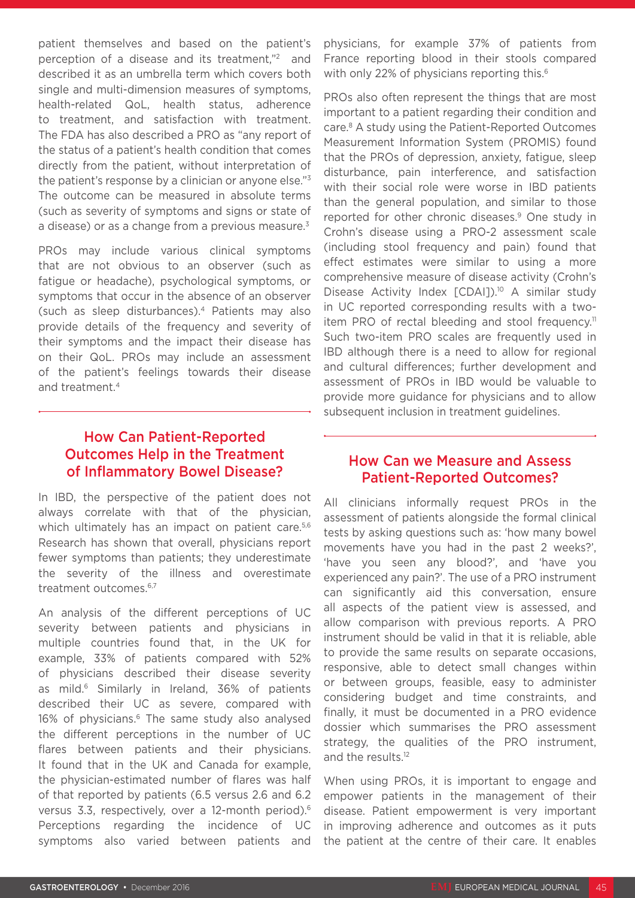patient themselves and based on the patient's perception of a disease and its treatment,"[2] and described it as an umbrella term which covers both single and multi-dimension measures of symptoms, health-related QoL, health status, adherence to treatment, and satisfaction with treatment. The FDA has also described a PRO as "any report of the status of a patient's health condition that comes directly from the patient, without interpretation of the patient's response by a clinician or anyone else."[3] The outcome can be measured in absolute terms (such as severity of symptoms and signs or state of a disease) or as a change from a previous measure.[3]

PROs may include various clinical symptoms that are not obvious to an observer (such as fatigue or headache), psychological symptoms, or symptoms that occur in the absence of an observer (such as sleep disturbances).[4] Patients may also provide details of the frequency and severity of their symptoms and the impact their disease has on their QoL. PROs may include an assessment of the patient's feelings towards their disease and treatment.[4]

## How Can Patient-Reported Outcomes Help in the Treatment of Inflammatory Bowel Disease?

In IBD, the perspective of the patient does not always correlate with that of the physician, which ultimately has an impact on patient care.[5,6] Research has shown that overall, physicians report fewer symptoms than patients; they underestimate the severity of the illness and overestimate treatment outcomes.[6,7]

An analysis of the different perceptions of UC severity between patients and physicians in multiple countries found that, in the UK for example, 33% of patients compared with 52% of physicians described their disease severity as mild.[6] Similarly in Ireland, 36% of patients described their UC as severe, compared with 16% of physicians.[6] The same study also analysed the different perceptions in the number of UC flares between patients and their physicians. It found that in the UK and Canada for example, the physician-estimated number of flares was half of that reported by patients (6.5 versus 2.6 and 6.2 versus 3.3, respectively, over a 12-month period).[6] Perceptions regarding the incidence of UC symptoms also varied between patients and physicians, for example 37% of patients from France reporting blood in their stools compared with only 22% of physicians reporting this.[6]

PROs also often represent the things that are most important to a patient regarding their condition and care.[8] A study using the Patient-Reported Outcomes Measurement Information System (PROMIS) found that the PROs of depression, anxiety, fatigue, sleep disturbance, pain interference, and satisfaction with their social role were worse in IBD patients than the general population, and similar to those reported for other chronic diseases.[9] One study in Crohn's disease using a PRO-2 assessment scale (including stool frequency and pain) found that effect estimates were similar to using a more comprehensive measure of disease activity (Crohn's Disease Activity Index [CDAI]).[10] A similar study in UC reported corresponding results with a two-item PRO of rectal bleeding and stool frequency.[11] Such two-item PRO scales are frequently used in IBD although there is a need to allow for regional and cultural differences; further development and assessment of PROs in IBD would be valuable to provide more guidance for physicians and to allow subsequent inclusion in treatment guidelines.

## How Can we Measure and Assess Patient-Reported Outcomes?

All clinicians informally request PROs in the assessment of patients alongside the formal clinical tests by asking questions such as: 'how many bowel movements have you had in the past 2 weeks?', 'have you seen any blood?', and 'have you experienced any pain?'. The use of a PRO instrument can significantly aid this conversation, ensure all aspects of the patient view is assessed, and allow comparison with previous reports. A PRO instrument should be valid in that it is reliable, able to provide the same results on separate occasions, responsive, able to detect small changes within or between groups, feasible, easy to administer considering budget and time constraints, and finally, it must be documented in a PRO evidence dossier which summarises the PRO assessment strategy, the qualities of the PRO instrument, and the results.[12]

When using PROs, it is important to engage and empower patients in the management of their disease. Patient empowerment is very important in improving adherence and outcomes as it puts the patient at the centre of their care. It enables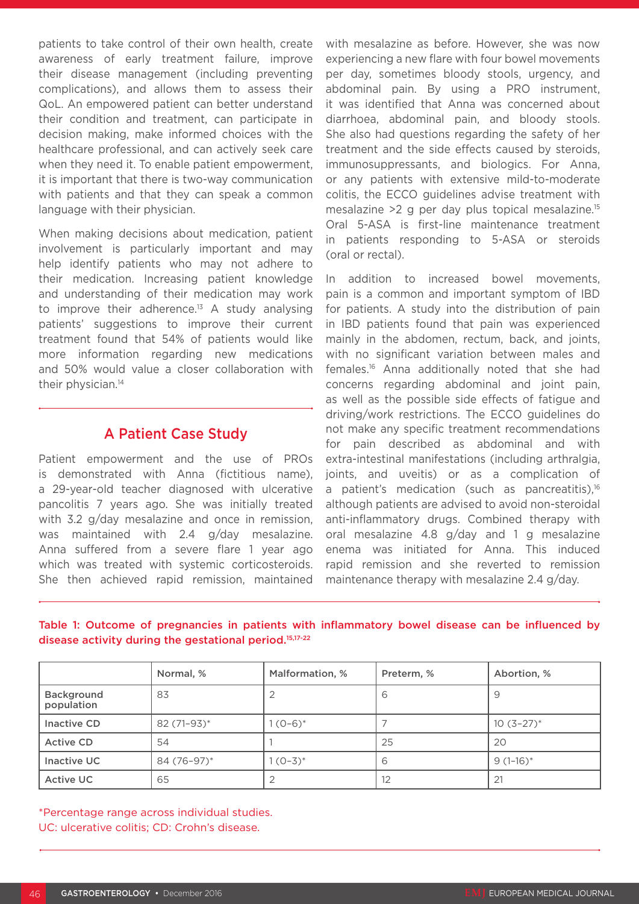patients to take control of their own health, create awareness of early treatment failure, improve their disease management (including preventing complications), and allows them to assess their QoL. An empowered patient can better understand their condition and treatment, can participate in decision making, make informed choices with the healthcare professional, and can actively seek care when they need it. To enable patient empowerment, it is important that there is two-way communication with patients and that they can speak a common language with their physician.

When making decisions about medication, patient involvement is particularly important and may help identify patients who may not adhere to their medication. Increasing patient knowledge and understanding of their medication may work to improve their adherence.[13] A study analysing patients' suggestions to improve their current treatment found that 54% of patients would like more information regarding new medications and 50% would value a closer collaboration with their physician.[14]

## A Patient Case Study

Patient empowerment and the use of PROs is demonstrated with Anna (fictitious name), a 29-year-old teacher diagnosed with ulcerative pancolitis 7 years ago. She was initially treated with 3.2 g/day mesalazine and once in remission, was maintained with 2.4 g/day mesalazine. Anna suffered from a severe flare 1 year ago which was treated with systemic corticosteroids. She then achieved rapid remission, maintained with mesalazine as before. However, she was now experiencing a new flare with four bowel movements per day, sometimes bloody stools, urgency, and abdominal pain. By using a PRO instrument, it was identified that Anna was concerned about diarrhoea, abdominal pain, and bloody stools. She also had questions regarding the safety of her treatment and the side effects caused by steroids, immunosuppressants, and biologics. For Anna, or any patients with extensive mild-to-moderate colitis, the ECCO guidelines advise treatment with mesalazine >2 g per day plus topical mesalazine.[15] Oral 5-ASA is first-line maintenance treatment in patients responding to 5-ASA or steroids (oral or rectal).

In addition to increased bowel movements, pain is a common and important symptom of IBD for patients. A study into the distribution of pain in IBD patients found that pain was experienced mainly in the abdomen, rectum, back, and joints, with no significant variation between males and females.[16] Anna additionally noted that she had concerns regarding abdominal and joint pain, as well as the possible side effects of fatigue and driving/work restrictions. The ECCO guidelines do not make any specific treatment recommendations for pain described as abdominal and with extra-intestinal manifestations (including arthralgia, joints, and uveitis) or as a complication of a patient's medication (such as pancreatitis),[16] although patients are advised to avoid non-steroidal anti-inflammatory drugs. Combined therapy with oral mesalazine 4.8 g/day and 1 g mesalazine enema was initiated for Anna. This induced rapid remission and she reverted to remission maintenance therapy with mesalazine 2.4 g/day.

**Table 1: Outcome of pregnancies in patients with inflammatory bowel disease can be influenced by disease activity during the gestational period.[15,17-22]**

| | Normal, % | Malformation, % | Preterm, % | Abortion, % |
|---|---|---|---|---|
| Background population | 83 | 2 | 6 | 9 |
| Inactive CD | 82 (71–93)* | 1 (0–6)* | 7 | 10 (3–27)* |
| Active CD | 54 | 1 | 25 | 20 |
| Inactive UC | 84 (76–97)* | 1 (0–3)* | 6 | 9 (1–16)* |
| Active UC | 65 | 2 | 12 | 21 |

*Percentage range across individual studies.
UC: ulcerative colitis; CD: Crohn's disease.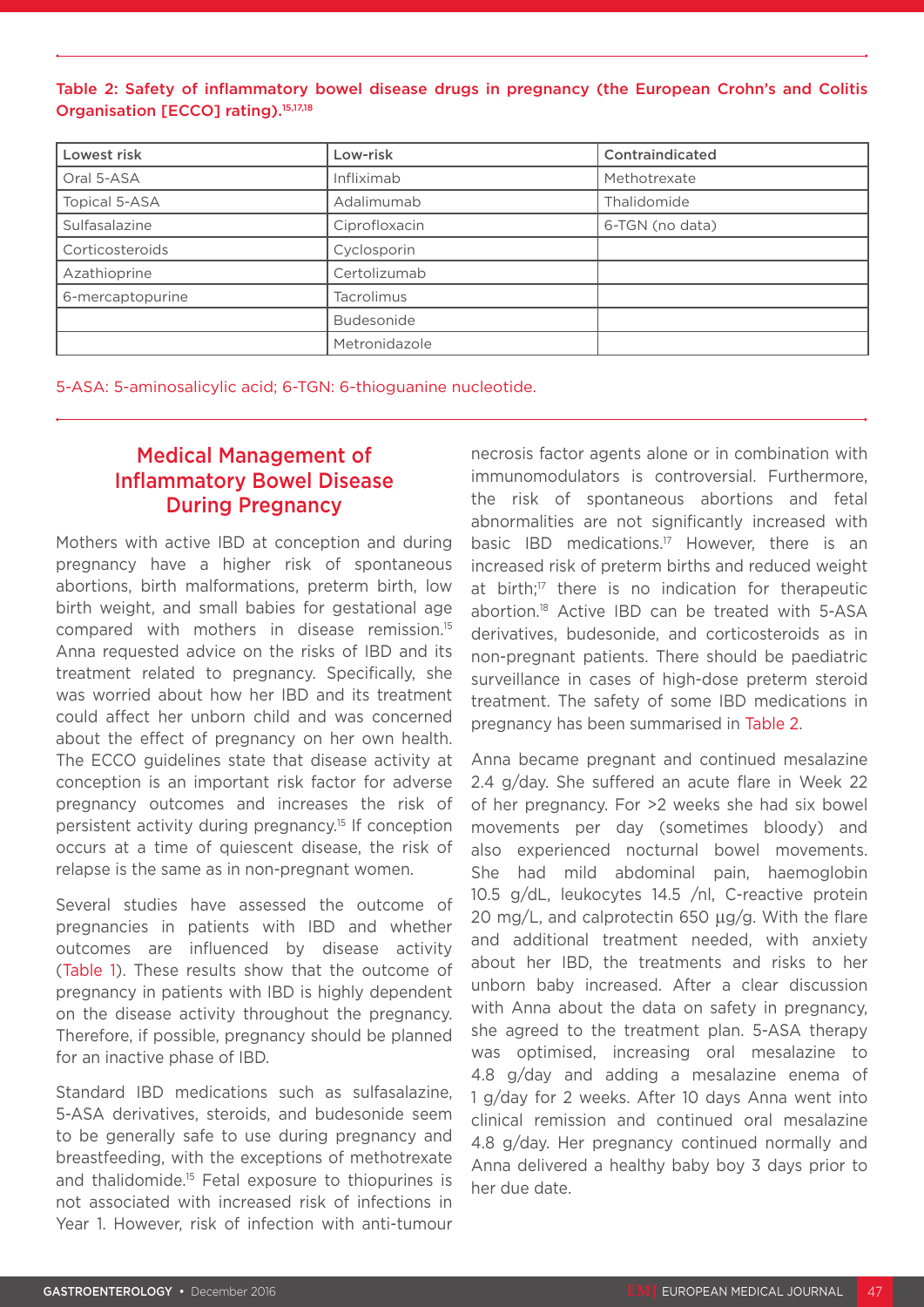Table 2: Safety of inflammatory bowel disease drugs in pregnancy (the European Crohn's and Colitis Organisation [ECCO] rating).[15,17,18]

| Lowest risk | Low-risk | Contraindicated |
|---|---|---|
| Oral 5-ASA | Infliximab | Methotrexate |
| Topical 5-ASA | Adalimumab | Thalidomide |
| Sulfasalazine | Ciprofloxacin | 6-TGN (no data) |
| Corticosteroids | Cyclosporin | |
| Azathioprine | Certolizumab | |
| 6-mercaptopurine | Tacrolimus | |
| | Budesonide | |
| | Metronidazole | |

5-ASA: 5-aminosalicylic acid; 6-TGN: 6-thioguanine nucleotide.

## Medical Management of Inflammatory Bowel Disease During Pregnancy

Mothers with active IBD at conception and during pregnancy have a higher risk of spontaneous abortions, birth malformations, preterm birth, low birth weight, and small babies for gestational age compared with mothers in disease remission.[15] Anna requested advice on the risks of IBD and its treatment related to pregnancy. Specifically, she was worried about how her IBD and its treatment could affect her unborn child and was concerned about the effect of pregnancy on her own health. The ECCO guidelines state that disease activity at conception is an important risk factor for adverse pregnancy outcomes and increases the risk of persistent activity during pregnancy.[15] If conception occurs at a time of quiescent disease, the risk of relapse is the same as in non-pregnant women.

Several studies have assessed the outcome of pregnancies in patients with IBD and whether outcomes are influenced by disease activity (Table 1). These results show that the outcome of pregnancy in patients with IBD is highly dependent on the disease activity throughout the pregnancy. Therefore, if possible, pregnancy should be planned for an inactive phase of IBD.

Standard IBD medications such as sulfasalazine, 5-ASA derivatives, steroids, and budesonide seem to be generally safe to use during pregnancy and breastfeeding, with the exceptions of methotrexate and thalidomide.[15] Fetal exposure to thiopurines is not associated with increased risk of infections in Year 1. However, risk of infection with anti-tumour necrosis factor agents alone or in combination with immunomodulators is controversial. Furthermore, the risk of spontaneous abortions and fetal abnormalities are not significantly increased with basic IBD medications.[17] However, there is an increased risk of preterm births and reduced weight at birth;[17] there is no indication for therapeutic abortion.[18] Active IBD can be treated with 5-ASA derivatives, budesonide, and corticosteroids as in non-pregnant patients. There should be paediatric surveillance in cases of high-dose preterm steroid treatment. The safety of some IBD medications in pregnancy has been summarised in Table 2.

Anna became pregnant and continued mesalazine 2.4 g/day. She suffered an acute flare in Week 22 of her pregnancy. For >2 weeks she had six bowel movements per day (sometimes bloody) and also experienced nocturnal bowel movements. She had mild abdominal pain, haemoglobin 10.5 g/dL, leukocytes 14.5 /nl, C-reactive protein 20 mg/L, and calprotectin 650 µg/g. With the flare and additional treatment needed, with anxiety about her IBD, the treatments and risks to her unborn baby increased. After a clear discussion with Anna about the data on safety in pregnancy, she agreed to the treatment plan. 5-ASA therapy was optimised, increasing oral mesalazine to 4.8 g/day and adding a mesalazine enema of 1 g/day for 2 weeks. After 10 days Anna went into clinical remission and continued oral mesalazine 4.8 g/day. Her pregnancy continued normally and Anna delivered a healthy baby boy 3 days prior to her due date.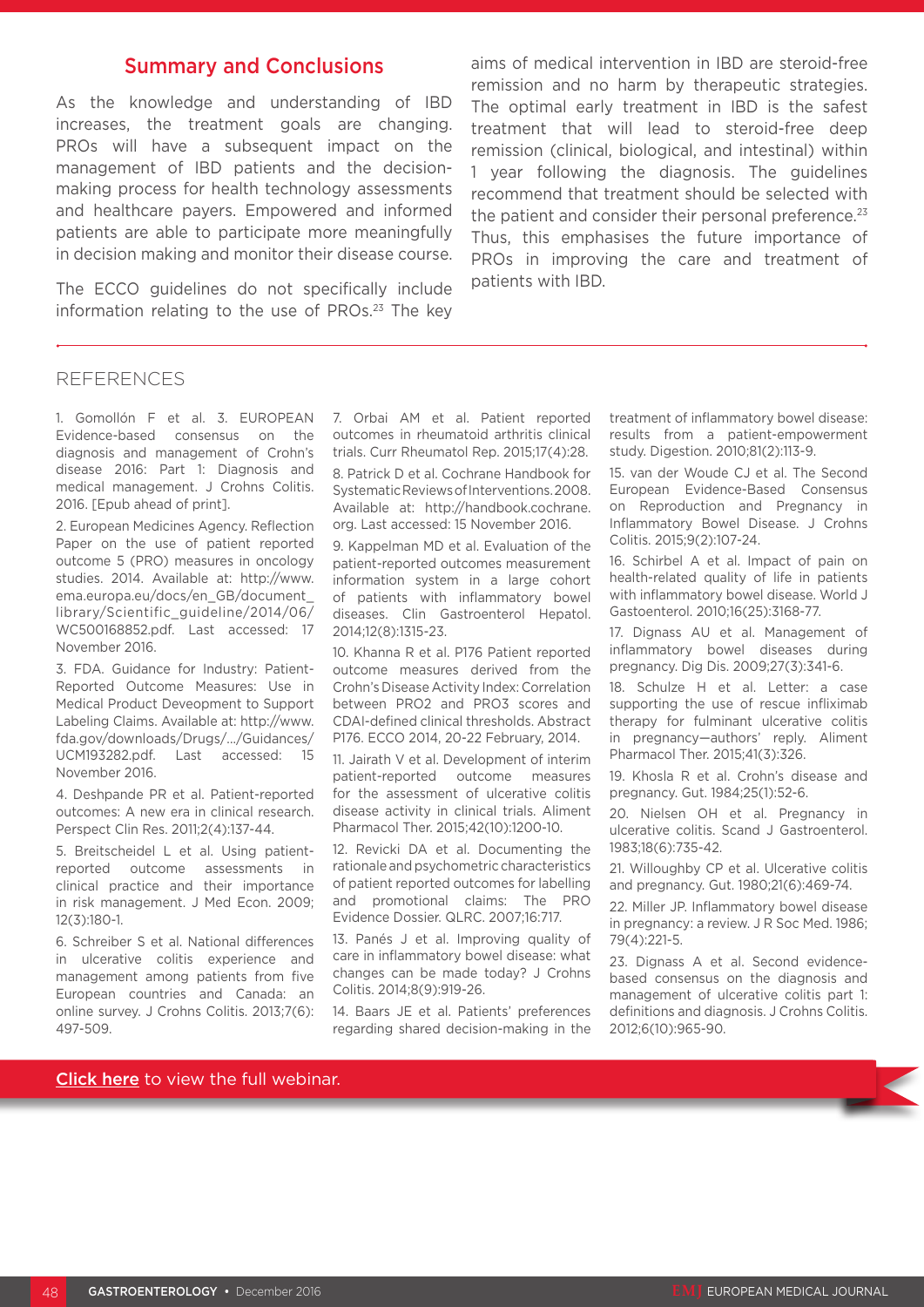## Summary and Conclusions

As the knowledge and understanding of IBD increases, the treatment goals are changing. PROs will have a subsequent impact on the management of IBD patients and the decision-making process for health technology assessments and healthcare payers. Empowered and informed patients are able to participate more meaningfully in decision making and monitor their disease course.

The ECCO guidelines do not specifically include information relating to the use of PROs.[23] The key aims of medical intervention in IBD are steroid-free remission and no harm by therapeutic strategies. The optimal early treatment in IBD is the safest treatment that will lead to steroid-free deep remission (clinical, biological, and intestinal) within 1 year following the diagnosis. The guidelines recommend that treatment should be selected with the patient and consider their personal preference.[23] Thus, this emphasises the future importance of PROs in improving the care and treatment of patients with IBD.

## REFERENCES

1. Gomollón F et al. 3. EUROPEAN Evidence-based consensus on the diagnosis and management of Crohn's disease 2016: Part 1: Diagnosis and medical management. J Crohns Colitis. 2016. [Epub ahead of print].

2. European Medicines Agency. Reflection Paper on the use of patient reported outcome 5 (PRO) measures in oncology studies. 2014. Available at: http://www.ema.europa.eu/docs/en_GB/document_library/Scientific_guideline/2014/06/WC500168852.pdf. Last accessed: 17 November 2016.

3. FDA. Guidance for Industry: Patient-Reported Outcome Measures: Use in Medical Product Deveopment to Support Labeling Claims. Available at: http://www.fda.gov/downloads/Drugs/.../Guidances/UCM193282.pdf. Last accessed: 15 November 2016.

4. Deshpande PR et al. Patient-reported outcomes: A new era in clinical research. Perspect Clin Res. 2011;2(4):137-44.

5. Breitscheidel L et al. Using patient-reported outcome assessments in clinical practice and their importance in risk management. J Med Econ. 2009;12(3):180-1.

6. Schreiber S et al. National differences in ulcerative colitis experience and management among patients from five European countries and Canada: an online survey. J Crohns Colitis. 2013;7(6):497-509.

7. Orbai AM et al. Patient reported outcomes in rheumatoid arthritis clinical trials. Curr Rheumatol Rep. 2015;17(4):28.

8. Patrick D et al. Cochrane Handbook for Systematic Reviews of Interventions. 2008. Available at: http://handbook.cochrane.org. Last accessed: 15 November 2016.

9. Kappelman MD et al. Evaluation of the patient-reported outcomes measurement information system in a large cohort of patients with inflammatory bowel diseases. Clin Gastroenterol Hepatol. 2014;12(8):1315-23.

10. Khanna R et al. P176 Patient reported outcome measures derived from the Crohn's Disease Activity Index: Correlation between PRO2 and PRO3 scores and CDAI-defined clinical thresholds. Abstract P176. ECCO 2014, 20-22 February, 2014.

11. Jairath V et al. Development of interim patient-reported outcome measures for the assessment of ulcerative colitis disease activity in clinical trials. Aliment Pharmacol Ther. 2015;42(10):1200-10.

12. Revicki DA et al. Documenting the rationale and psychometric characteristics of patient reported outcomes for labelling and promotional claims: The PRO Evidence Dossier. QLRC. 2007;16:717.

13. Panés J et al. Improving quality of care in inflammatory bowel disease: what changes can be made today? J Crohns Colitis. 2014;8(9):919-26.

14. Baars JE et al. Patients' preferences regarding shared decision-making in the treatment of inflammatory bowel disease: results from a patient-empowerment study. Digestion. 2010;81(2):113-9.

15. van der Woude CJ et al. The Second European Evidence-Based Consensus on Reproduction and Pregnancy in Inflammatory Bowel Disease. J Crohns Colitis. 2015;9(2):107-24.

16. Schirbel A et al. Impact of pain on health-related quality of life in patients with inflammatory bowel disease. World J Gastoenterol. 2010;16(25):3168-77.

17. Dignass AU et al. Management of inflammatory bowel diseases during pregnancy. Dig Dis. 2009;27(3):341-6.

18. Schulze H et al. Letter: a case supporting the use of rescue infliximab therapy for fulminant ulcerative colitis in pregnancy—authors' reply. Aliment Pharmacol Ther. 2015;41(3):326.

19. Khosla R et al. Crohn's disease and pregnancy. Gut. 1984;25(1):52-6.

20. Nielsen OH et al. Pregnancy in ulcerative colitis. Scand J Gastroenterol. 1983;18(6):735-42.

21. Willoughby CP et al. Ulcerative colitis and pregnancy. Gut. 1980;21(6):469-74.

22. Miller JP. Inflammatory bowel disease in pregnancy: a review. J R Soc Med. 1986;79(4):221-5.

23. Dignass A et al. Second evidence-based consensus on the diagnosis and management of ulcerative colitis part 1: definitions and diagnosis. J Crohns Colitis. 2012;6(10):965-90.

**Click here** to view the full webinar.